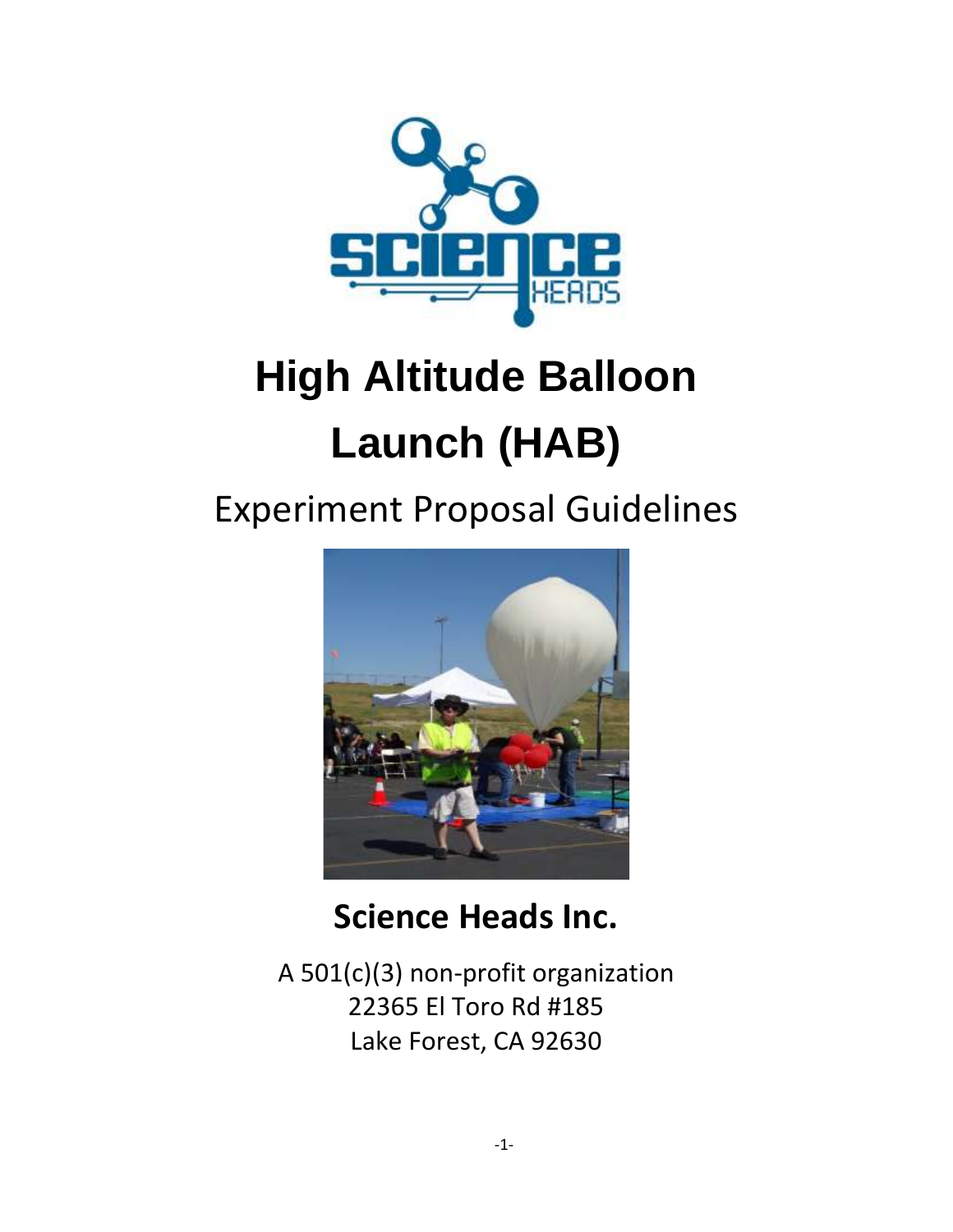# High Altitude Balloon Launch (HAB)

## Experiment Proposal Guidelines

**Science Heads Inc.**

A 501(c)(3) non-profit organization
22365 El Toro Rd #185
Lake Forest, CA 92630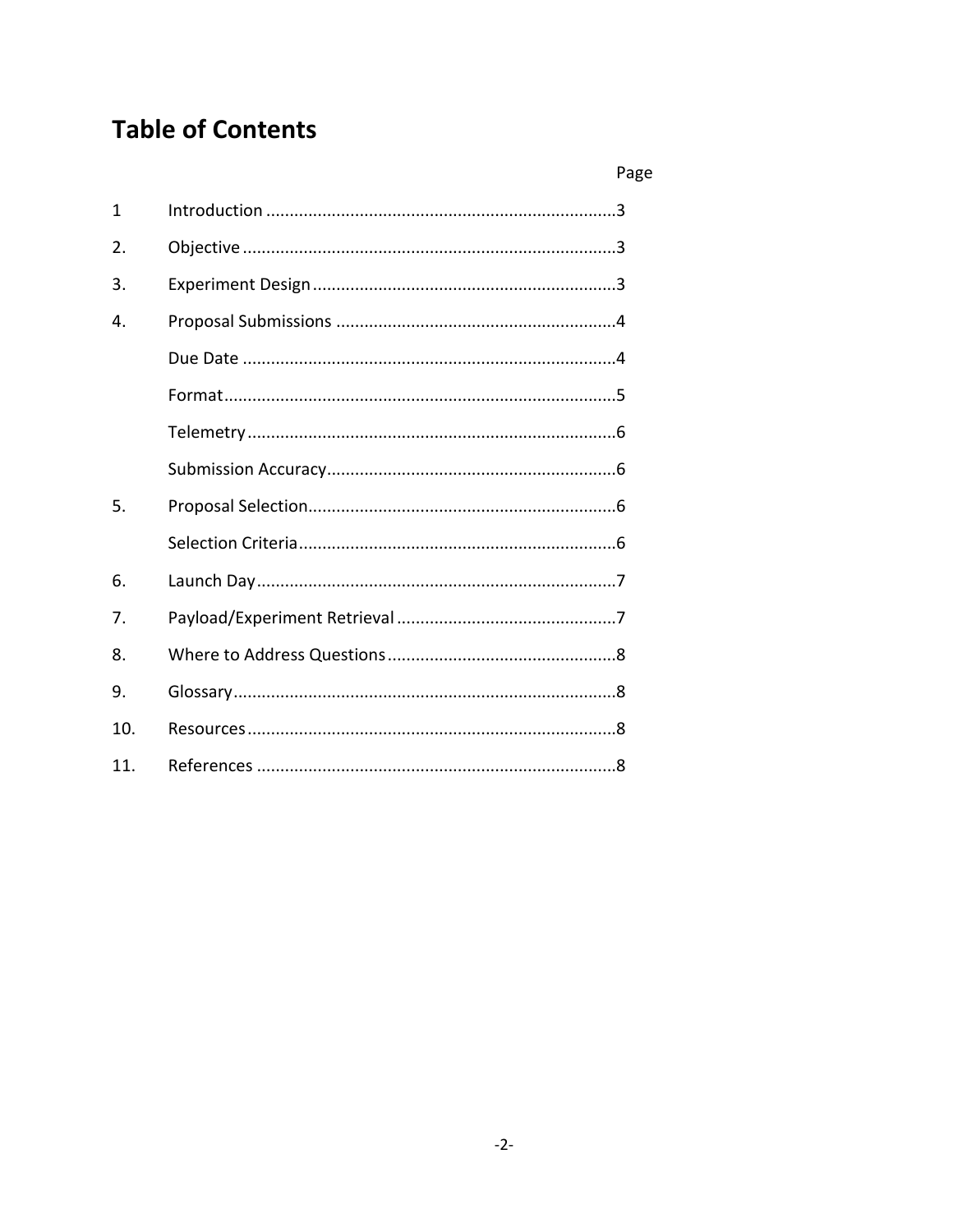# Table of Contents

| | | Page |
|---|---|---|
| 1 | Introduction | 3 |
| 2. | Objective | 3 |
| 3. | Experiment Design | 3 |
| 4. | Proposal Submissions | 4 |
| | Due Date | 4 |
| | Format | 5 |
| | Telemetry | 6 |
| | Submission Accuracy | 6 |
| 5. | Proposal Selection | 6 |
| | Selection Criteria | 6 |
| 6. | Launch Day | 7 |
| 7. | Payload/Experiment Retrieval | 7 |
| 8. | Where to Address Questions | 8 |
| 9. | Glossary | 8 |
| 10. | Resources | 8 |
| 11. | References | 8 |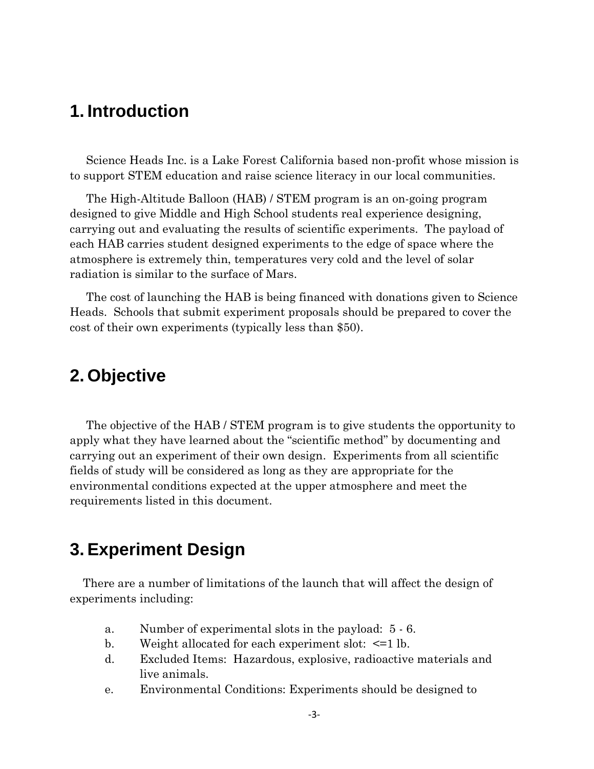# 1. Introduction

Science Heads Inc. is a Lake Forest California based non-profit whose mission is to support STEM education and raise science literacy in our local communities.

The High-Altitude Balloon (HAB) / STEM program is an on-going program designed to give Middle and High School students real experience designing, carrying out and evaluating the results of scientific experiments. The payload of each HAB carries student designed experiments to the edge of space where the atmosphere is extremely thin, temperatures very cold and the level of solar radiation is similar to the surface of Mars.

The cost of launching the HAB is being financed with donations given to Science Heads. Schools that submit experiment proposals should be prepared to cover the cost of their own experiments (typically less than $50).

# 2. Objective

The objective of the HAB / STEM program is to give students the opportunity to apply what they have learned about the "scientific method" by documenting and carrying out an experiment of their own design. Experiments from all scientific fields of study will be considered as long as they are appropriate for the environmental conditions expected at the upper atmosphere and meet the requirements listed in this document.

# 3. Experiment Design

There are a number of limitations of the launch that will affect the design of experiments including:

a. Number of experimental slots in the payload: 5 - 6.

b. Weight allocated for each experiment slot: <=1 lb.

d. Excluded Items: Hazardous, explosive, radioactive materials and live animals.

e. Environmental Conditions: Experiments should be designed to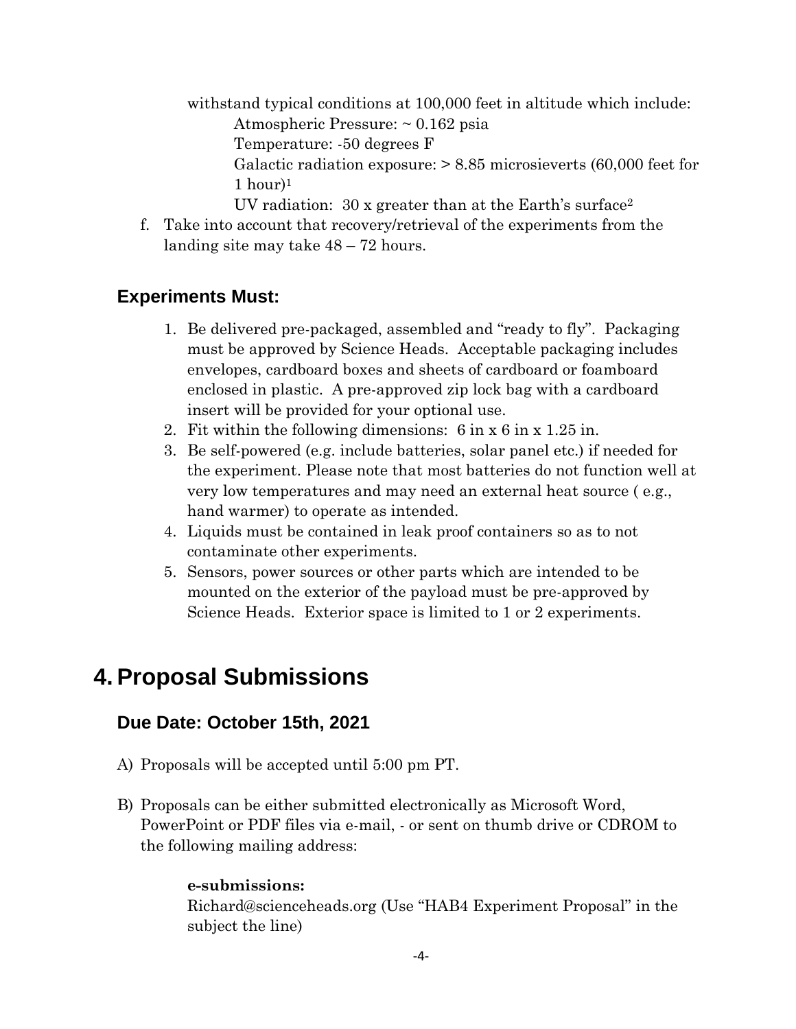withstand typical conditions at 100,000 feet in altitude which include:

Atmospheric Pressure: ~ 0.162 psia

Temperature: -50 degrees F

Galactic radiation exposure: > 8.85 microsieverts (60,000 feet for 1 hour)[1]

UV radiation: 30 x greater than at the Earth's surface[2]

f. Take into account that recovery/retrieval of the experiments from the landing site may take 48 – 72 hours.

### Experiments Must:

1. Be delivered pre-packaged, assembled and "ready to fly". Packaging must be approved by Science Heads. Acceptable packaging includes envelopes, cardboard boxes and sheets of cardboard or foamboard enclosed in plastic. A pre-approved zip lock bag with a cardboard insert will be provided for your optional use.
2. Fit within the following dimensions: 6 in x 6 in x 1.25 in.
3. Be self-powered (e.g. include batteries, solar panel etc.) if needed for the experiment. Please note that most batteries do not function well at very low temperatures and may need an external heat source ( e.g., hand warmer) to operate as intended.
4. Liquids must be contained in leak proof containers so as to not contaminate other experiments.
5. Sensors, power sources or other parts which are intended to be mounted on the exterior of the payload must be pre-approved by Science Heads. Exterior space is limited to 1 or 2 experiments.

## 4. Proposal Submissions

### Due Date: October 15th, 2021

A) Proposals will be accepted until 5:00 pm PT.

B) Proposals can be either submitted electronically as Microsoft Word, PowerPoint or PDF files via e-mail, - or sent on thumb drive or CDROM to the following mailing address:

**e-submissions:**
Richard@scienceheads.org (Use "HAB4 Experiment Proposal" in the subject the line)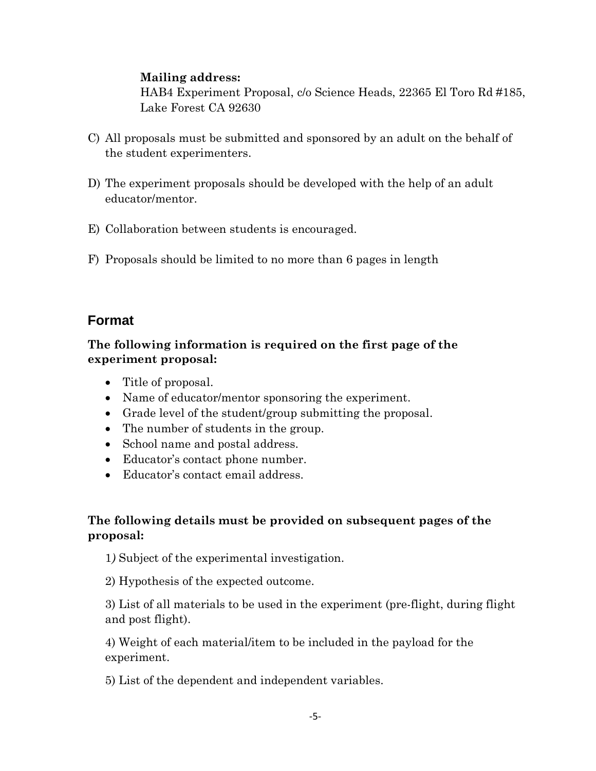**Mailing address:**
HAB4 Experiment Proposal, c/o Science Heads, 22365 El Toro Rd #185, Lake Forest CA 92630

C) All proposals must be submitted and sponsored by an adult on the behalf of the student experimenters.

D) The experiment proposals should be developed with the help of an adult educator/mentor.

E) Collaboration between students is encouraged.

F) Proposals should be limited to no more than 6 pages in length

## Format

**The following information is required on the first page of the experiment proposal:**

- Title of proposal.
- Name of educator/mentor sponsoring the experiment.
- Grade level of the student/group submitting the proposal.
- The number of students in the group.
- School name and postal address.
- Educator's contact phone number.
- Educator's contact email address.

**The following details must be provided on subsequent pages of the proposal:**

1) Subject of the experimental investigation.

2) Hypothesis of the expected outcome.

3) List of all materials to be used in the experiment (pre-flight, during flight and post flight).

4) Weight of each material/item to be included in the payload for the experiment.

5) List of the dependent and independent variables.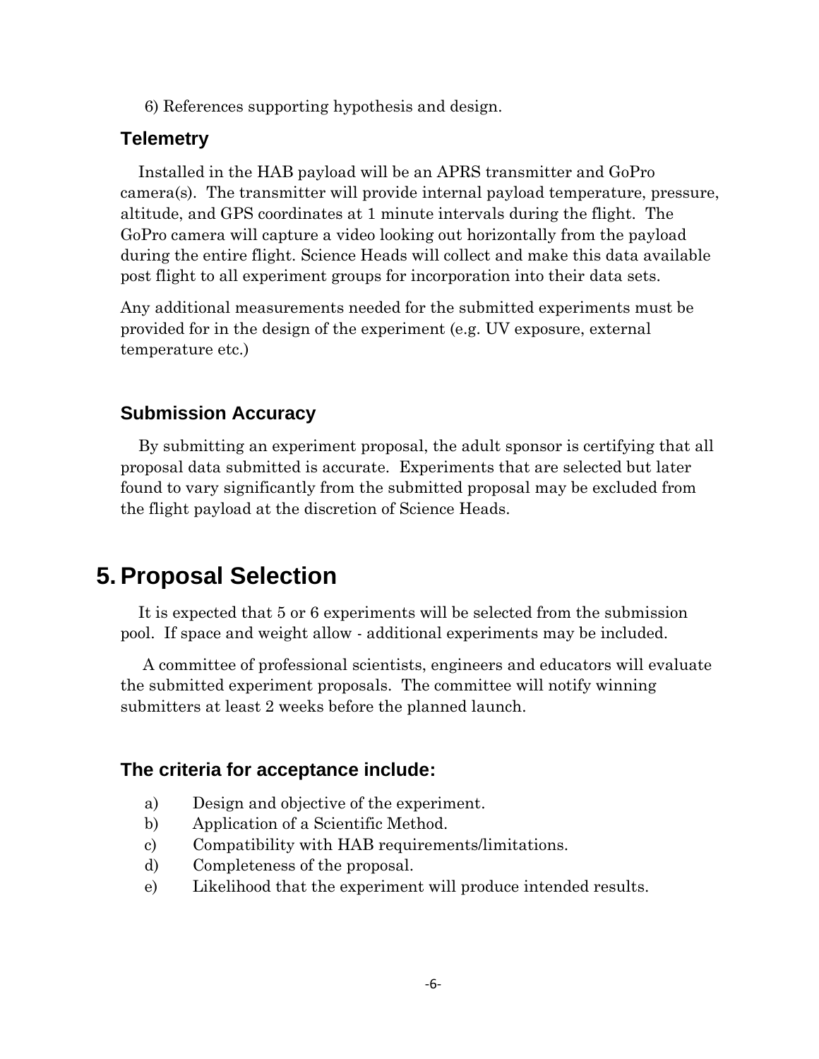6) References supporting hypothesis and design.

### Telemetry

Installed in the HAB payload will be an APRS transmitter and GoPro camera(s). The transmitter will provide internal payload temperature, pressure, altitude, and GPS coordinates at 1 minute intervals during the flight. The GoPro camera will capture a video looking out horizontally from the payload during the entire flight. Science Heads will collect and make this data available post flight to all experiment groups for incorporation into their data sets.

Any additional measurements needed for the submitted experiments must be provided for in the design of the experiment (e.g. UV exposure, external temperature etc.)

### Submission Accuracy

By submitting an experiment proposal, the adult sponsor is certifying that all proposal data submitted is accurate. Experiments that are selected but later found to vary significantly from the submitted proposal may be excluded from the flight payload at the discretion of Science Heads.

## 5. Proposal Selection

It is expected that 5 or 6 experiments will be selected from the submission pool. If space and weight allow - additional experiments may be included.

A committee of professional scientists, engineers and educators will evaluate the submitted experiment proposals. The committee will notify winning submitters at least 2 weeks before the planned launch.

### The criteria for acceptance include:

a) Design and objective of the experiment.
b) Application of a Scientific Method.
c) Compatibility with HAB requirements/limitations.
d) Completeness of the proposal.
e) Likelihood that the experiment will produce intended results.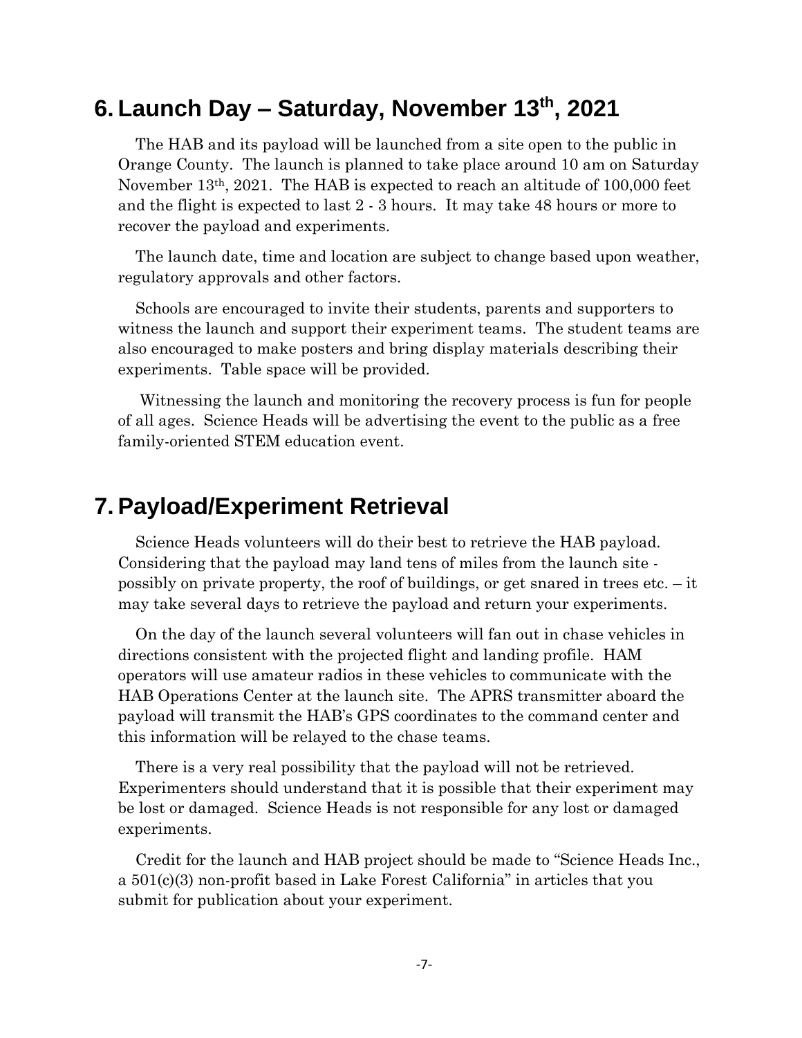## 6. Launch Day – Saturday, November 13th, 2021

The HAB and its payload will be launched from a site open to the public in Orange County. The launch is planned to take place around 10 am on Saturday November 13th, 2021. The HAB is expected to reach an altitude of 100,000 feet and the flight is expected to last 2 - 3 hours. It may take 48 hours or more to recover the payload and experiments.

The launch date, time and location are subject to change based upon weather, regulatory approvals and other factors.

Schools are encouraged to invite their students, parents and supporters to witness the launch and support their experiment teams. The student teams are also encouraged to make posters and bring display materials describing their experiments. Table space will be provided.

Witnessing the launch and monitoring the recovery process is fun for people of all ages. Science Heads will be advertising the event to the public as a free family-oriented STEM education event.

## 7. Payload/Experiment Retrieval

Science Heads volunteers will do their best to retrieve the HAB payload. Considering that the payload may land tens of miles from the launch site - possibly on private property, the roof of buildings, or get snared in trees etc. – it may take several days to retrieve the payload and return your experiments.

On the day of the launch several volunteers will fan out in chase vehicles in directions consistent with the projected flight and landing profile. HAM operators will use amateur radios in these vehicles to communicate with the HAB Operations Center at the launch site. The APRS transmitter aboard the payload will transmit the HAB's GPS coordinates to the command center and this information will be relayed to the chase teams.

There is a very real possibility that the payload will not be retrieved. Experimenters should understand that it is possible that their experiment may be lost or damaged. Science Heads is not responsible for any lost or damaged experiments.

Credit for the launch and HAB project should be made to "Science Heads Inc., a 501(c)(3) non-profit based in Lake Forest California" in articles that you submit for publication about your experiment.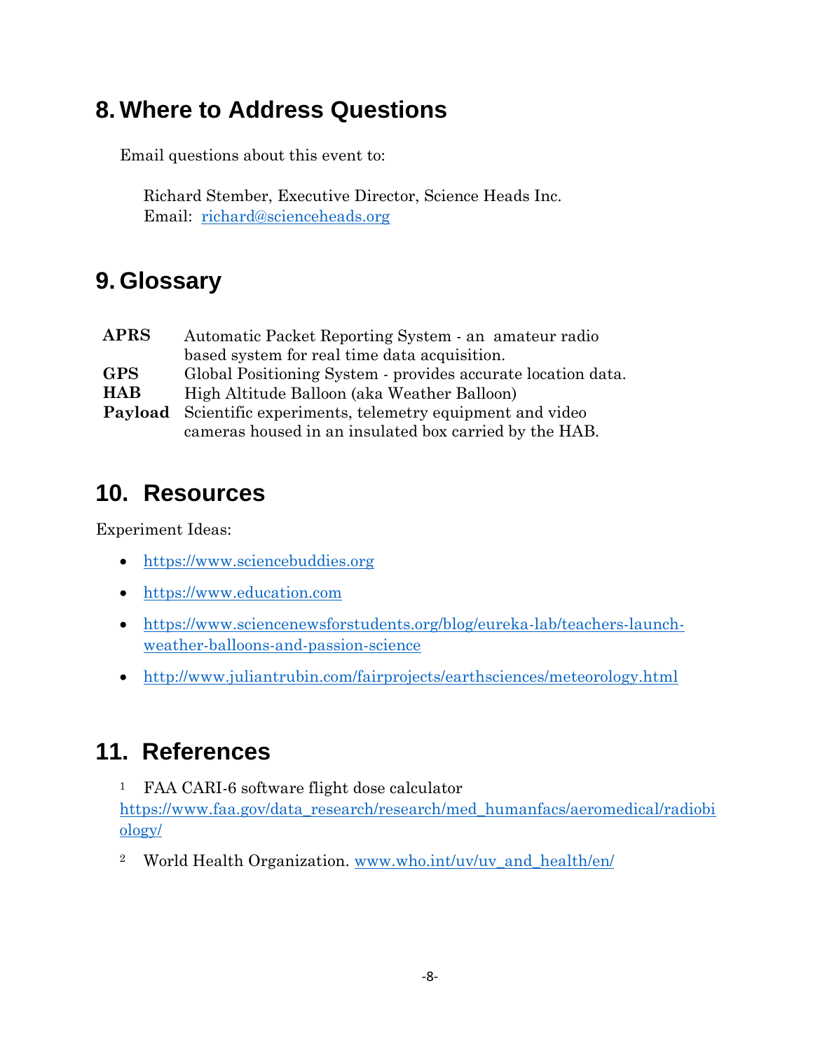## 8. Where to Address Questions

Email questions about this event to:

Richard Stember, Executive Director, Science Heads Inc.
Email: richard@scienceheads.org

## 9. Glossary

| | |
|---|---|
| **APRS** | Automatic Packet Reporting System - an amateur radio based system for real time data acquisition. |
| **GPS** | Global Positioning System - provides accurate location data. |
| **HAB** | High Altitude Balloon (aka Weather Balloon) |
| **Payload** | Scientific experiments, telemetry equipment and video cameras housed in an insulated box carried by the HAB. |

## 10. Resources

Experiment Ideas:

- https://www.sciencebuddies.org
- https://www.education.com
- https://www.sciencenewsforstudents.org/blog/eureka-lab/teachers-launch-weather-balloons-and-passion-science
- http://www.juliantrubin.com/fairprojects/earthsciences/meteorology.html

## 11. References

[1] FAA CARI-6 software flight dose calculator
https://www.faa.gov/data_research/research/med_humanfacs/aeromedical/radiobiology/

[2] World Health Organization. www.who.int/uv/uv_and_health/en/